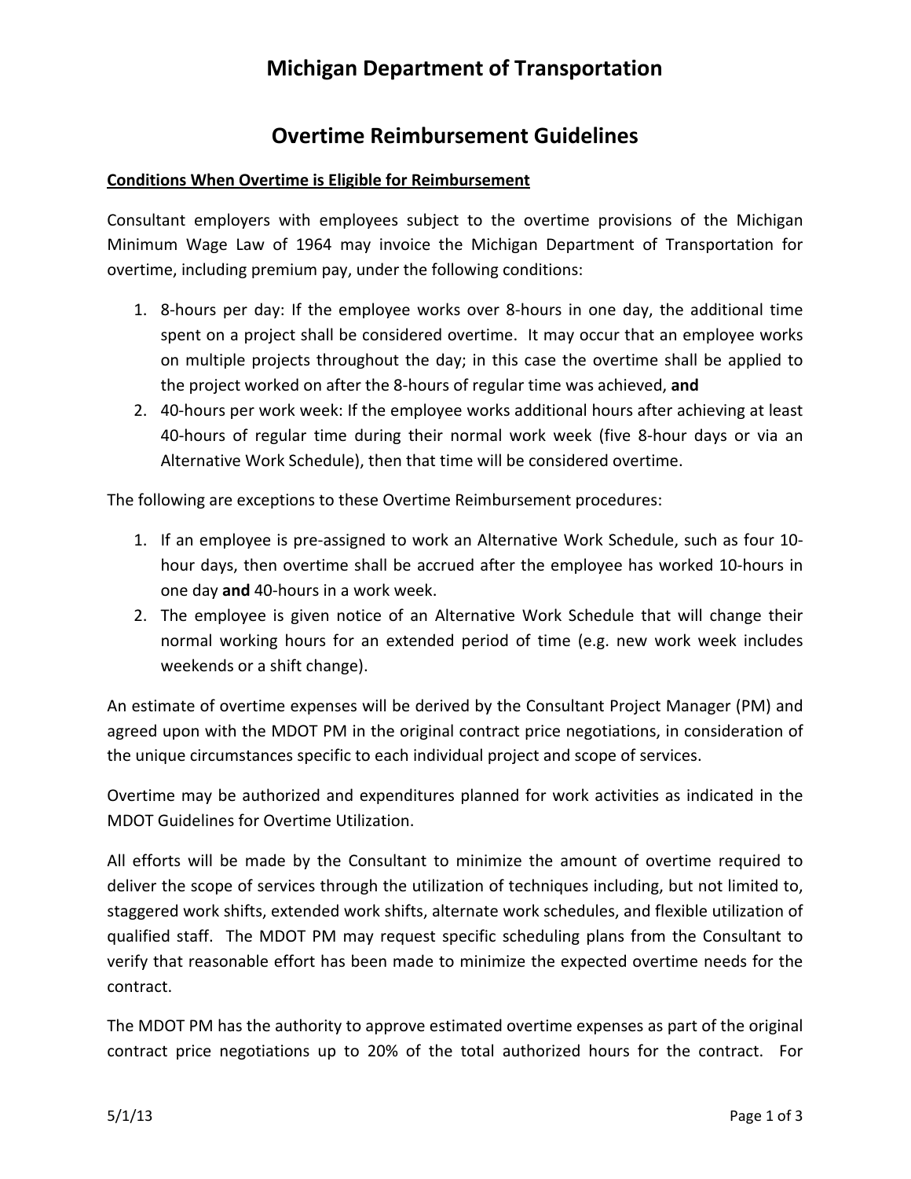# Michigan Department of Transportation

# Overtime Reimbursement Guidelines

**Conditions When Overtime is Eligible for Reimbursement**

Consultant employers with employees subject to the overtime provisions of the Michigan Minimum Wage Law of 1964 may invoice the Michigan Department of Transportation for overtime, including premium pay, under the following conditions:

1. 8-hours per day: If the employee works over 8-hours in one day, the additional time spent on a project shall be considered overtime. It may occur that an employee works on multiple projects throughout the day; in this case the overtime shall be applied to the project worked on after the 8-hours of regular time was achieved, **and**
2. 40-hours per work week: If the employee works additional hours after achieving at least 40-hours of regular time during their normal work week (five 8-hour days or via an Alternative Work Schedule), then that time will be considered overtime.

The following are exceptions to these Overtime Reimbursement procedures:

1. If an employee is pre-assigned to work an Alternative Work Schedule, such as four 10-hour days, then overtime shall be accrued after the employee has worked 10-hours in one day **and** 40-hours in a work week.
2. The employee is given notice of an Alternative Work Schedule that will change their normal working hours for an extended period of time (e.g. new work week includes weekends or a shift change).

An estimate of overtime expenses will be derived by the Consultant Project Manager (PM) and agreed upon with the MDOT PM in the original contract price negotiations, in consideration of the unique circumstances specific to each individual project and scope of services.

Overtime may be authorized and expenditures planned for work activities as indicated in the MDOT Guidelines for Overtime Utilization.

All efforts will be made by the Consultant to minimize the amount of overtime required to deliver the scope of services through the utilization of techniques including, but not limited to, staggered work shifts, extended work shifts, alternate work schedules, and flexible utilization of qualified staff. The MDOT PM may request specific scheduling plans from the Consultant to verify that reasonable effort has been made to minimize the expected overtime needs for the contract.

The MDOT PM has the authority to approve estimated overtime expenses as part of the original contract price negotiations up to 20% of the total authorized hours for the contract. For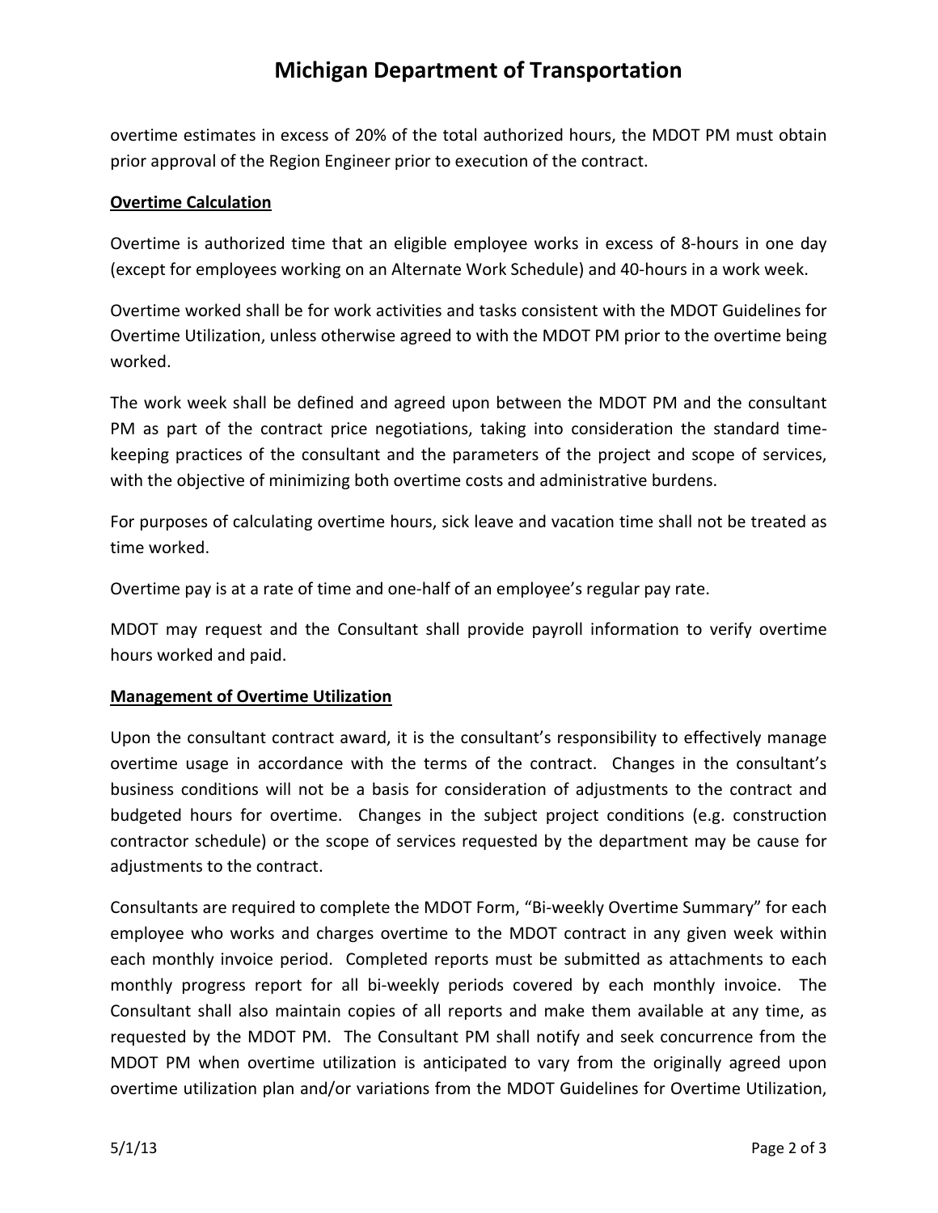overtime estimates in excess of 20% of the total authorized hours, the MDOT PM must obtain prior approval of the Region Engineer prior to execution of the contract.

## Overtime Calculation

Overtime is authorized time that an eligible employee works in excess of 8-hours in one day (except for employees working on an Alternate Work Schedule) and 40-hours in a work week.

Overtime worked shall be for work activities and tasks consistent with the MDOT Guidelines for Overtime Utilization, unless otherwise agreed to with the MDOT PM prior to the overtime being worked.

The work week shall be defined and agreed upon between the MDOT PM and the consultant PM as part of the contract price negotiations, taking into consideration the standard time-keeping practices of the consultant and the parameters of the project and scope of services, with the objective of minimizing both overtime costs and administrative burdens.

For purposes of calculating overtime hours, sick leave and vacation time shall not be treated as time worked.

Overtime pay is at a rate of time and one-half of an employee's regular pay rate.

MDOT may request and the Consultant shall provide payroll information to verify overtime hours worked and paid.

## Management of Overtime Utilization

Upon the consultant contract award, it is the consultant's responsibility to effectively manage overtime usage in accordance with the terms of the contract. Changes in the consultant's business conditions will not be a basis for consideration of adjustments to the contract and budgeted hours for overtime. Changes in the subject project conditions (e.g. construction contractor schedule) or the scope of services requested by the department may be cause for adjustments to the contract.

Consultants are required to complete the MDOT Form, "Bi-weekly Overtime Summary" for each employee who works and charges overtime to the MDOT contract in any given week within each monthly invoice period. Completed reports must be submitted as attachments to each monthly progress report for all bi-weekly periods covered by each monthly invoice. The Consultant shall also maintain copies of all reports and make them available at any time, as requested by the MDOT PM. The Consultant PM shall notify and seek concurrence from the MDOT PM when overtime utilization is anticipated to vary from the originally agreed upon overtime utilization plan and/or variations from the MDOT Guidelines for Overtime Utilization,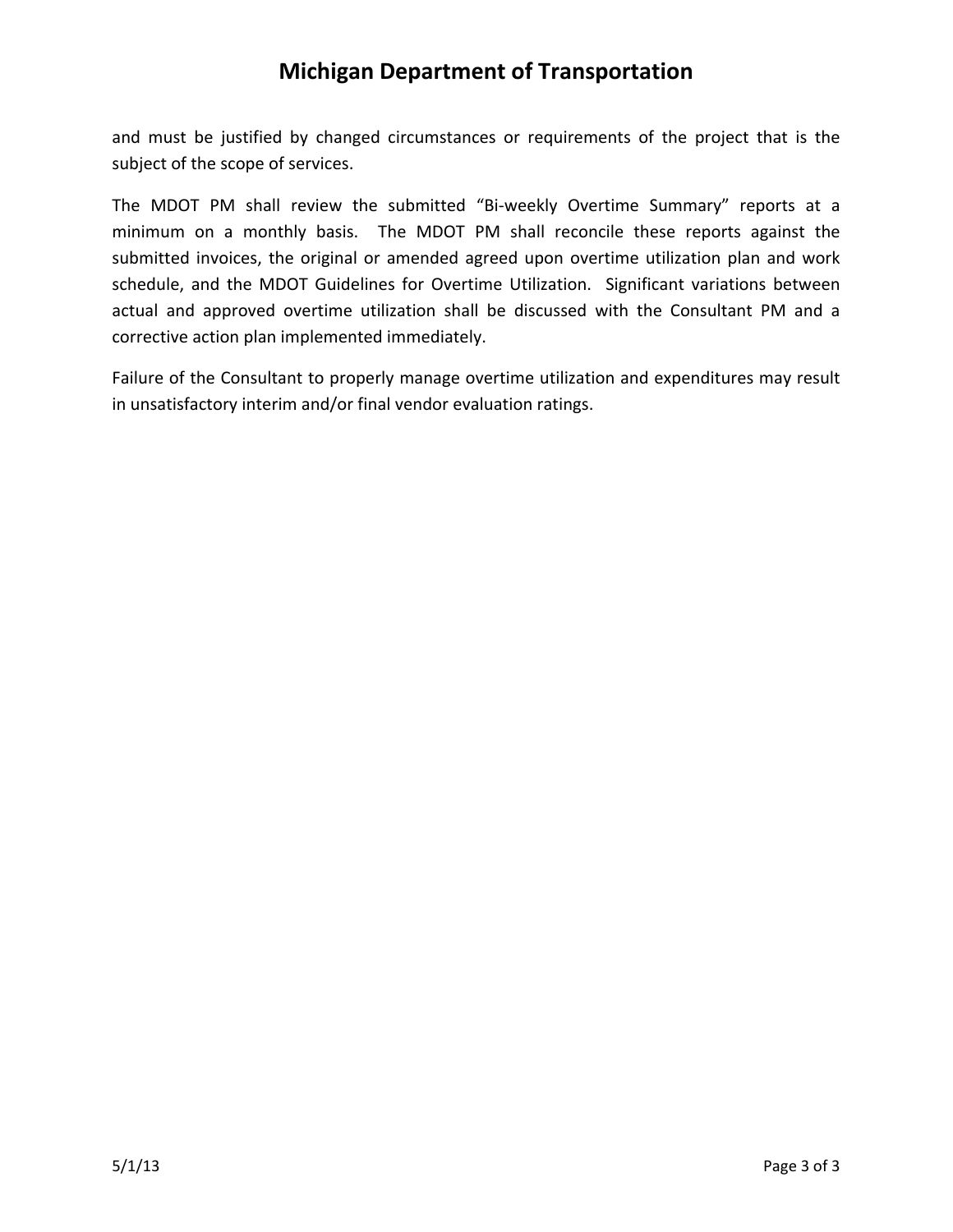and must be justified by changed circumstances or requirements of the project that is the subject of the scope of services.

The MDOT PM shall review the submitted “Bi-weekly Overtime Summary” reports at a minimum on a monthly basis. The MDOT PM shall reconcile these reports against the submitted invoices, the original or amended agreed upon overtime utilization plan and work schedule, and the MDOT Guidelines for Overtime Utilization. Significant variations between actual and approved overtime utilization shall be discussed with the Consultant PM and a corrective action plan implemented immediately.

Failure of the Consultant to properly manage overtime utilization and expenditures may result in unsatisfactory interim and/or final vendor evaluation ratings.